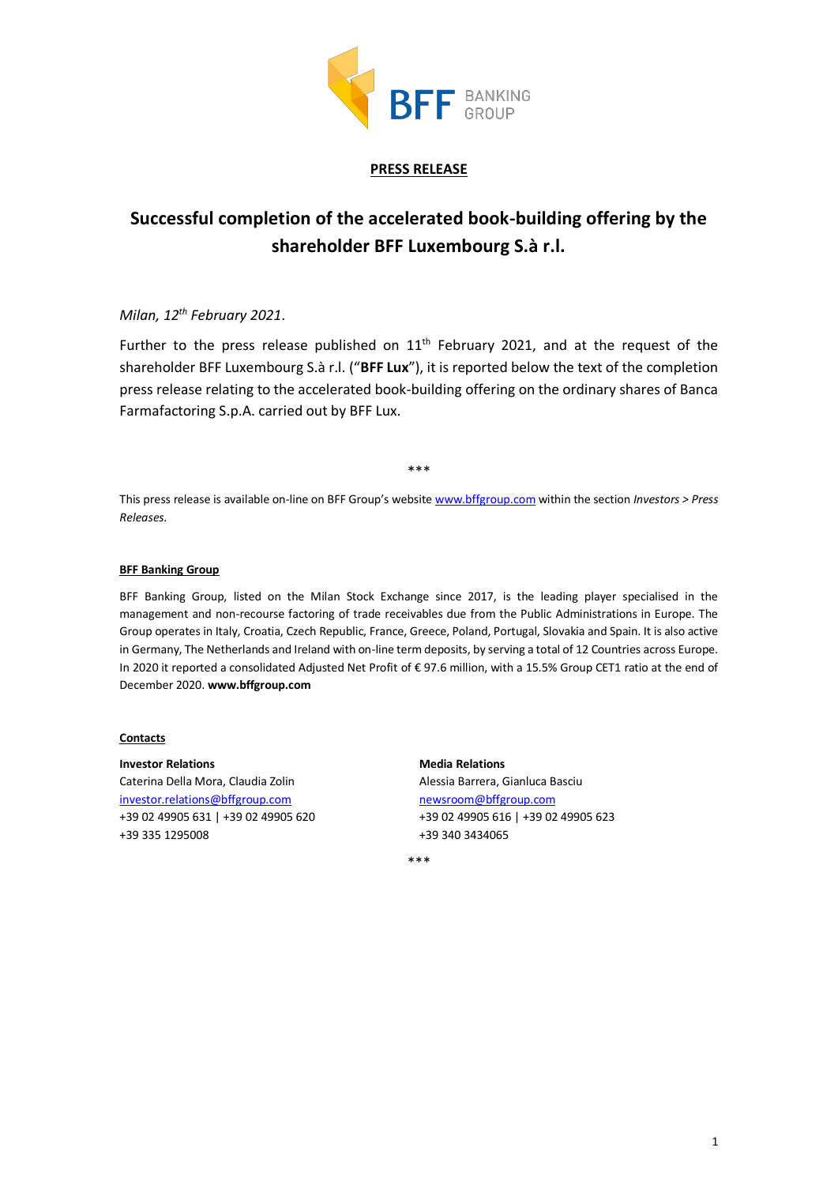**PRESS RELEASE**

# Successful completion of the accelerated book-building offering by the shareholder BFF Luxembourg S.à r.l.

*Milan, 12th February 2021*.

Further to the press release published on 11th February 2021, and at the request of the shareholder BFF Luxembourg S.à r.l. ("**BFF Lux**"), it is reported below the text of the completion press release relating to the accelerated book-building offering on the ordinary shares of Banca Farmafactoring S.p.A. carried out by BFF Lux.

***

This press release is available on-line on BFF Group's website www.bffgroup.com within the section *Investors > Press Releases*.

**BFF Banking Group**

BFF Banking Group, listed on the Milan Stock Exchange since 2017, is the leading player specialised in the management and non-recourse factoring of trade receivables due from the Public Administrations in Europe. The Group operates in Italy, Croatia, Czech Republic, France, Greece, Poland, Portugal, Slovakia and Spain. It is also active in Germany, The Netherlands and Ireland with on-line term deposits, by serving a total of 12 Countries across Europe. In 2020 it reported a consolidated Adjusted Net Profit of € 97.6 million, with a 15.5% Group CET1 ratio at the end of December 2020. **www.bffgroup.com**

**Contacts**

**Investor Relations**
Caterina Della Mora, Claudia Zolin
investor.relations@bffgroup.com
+39 02 49905 631 | +39 02 49905 620
+39 335 1295008

**Media Relations**
Alessia Barrera, Gianluca Basciu
newsroom@bffgroup.com
+39 02 49905 616 | +39 02 49905 623
+39 340 3434065

***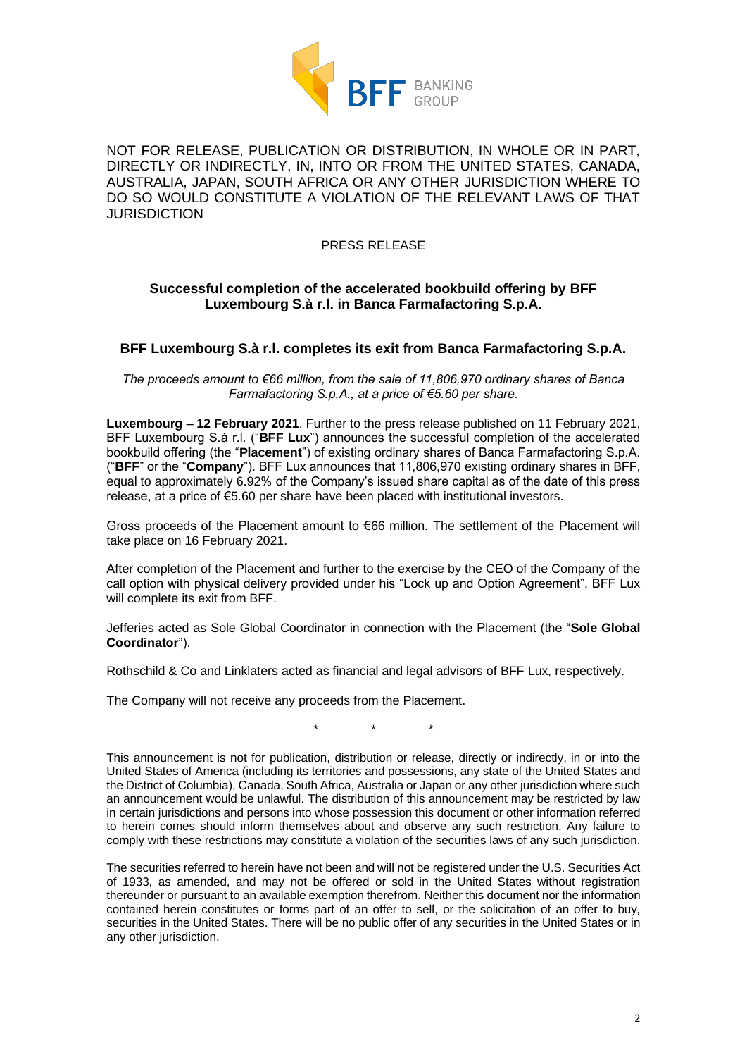NOT FOR RELEASE, PUBLICATION OR DISTRIBUTION, IN WHOLE OR IN PART, DIRECTLY OR INDIRECTLY, IN, INTO OR FROM THE UNITED STATES, CANADA, AUSTRALIA, JAPAN, SOUTH AFRICA OR ANY OTHER JURISDICTION WHERE TO DO SO WOULD CONSTITUTE A VIOLATION OF THE RELEVANT LAWS OF THAT JURISDICTION

PRESS RELEASE

## Successful completion of the accelerated bookbuild offering by BFF Luxembourg S.à r.l. in Banca Farmafactoring S.p.A.

## BFF Luxembourg S.à r.l. completes its exit from Banca Farmafactoring S.p.A.

*The proceeds amount to €66 million, from the sale of 11,806,970 ordinary shares of Banca Farmafactoring S.p.A., at a price of €5.60 per share.*

**Luxembourg – 12 February 2021**. Further to the press release published on 11 February 2021, BFF Luxembourg S.à r.l. ("**BFF Lux**") announces the successful completion of the accelerated bookbuild offering (the "**Placement**") of existing ordinary shares of Banca Farmafactoring S.p.A. ("**BFF**" or the "**Company**"). BFF Lux announces that 11,806,970 existing ordinary shares in BFF, equal to approximately 6.92% of the Company's issued share capital as of the date of this press release, at a price of €5.60 per share have been placed with institutional investors.

Gross proceeds of the Placement amount to €66 million. The settlement of the Placement will take place on 16 February 2021.

After completion of the Placement and further to the exercise by the CEO of the Company of the call option with physical delivery provided under his "Lock up and Option Agreement", BFF Lux will complete its exit from BFF.

Jefferies acted as Sole Global Coordinator in connection with the Placement (the "**Sole Global Coordinator**").

Rothschild & Co and Linklaters acted as financial and legal advisors of BFF Lux, respectively.

The Company will not receive any proceeds from the Placement.

\* \* \*

This announcement is not for publication, distribution or release, directly or indirectly, in or into the United States of America (including its territories and possessions, any state of the United States and the District of Columbia), Canada, South Africa, Australia or Japan or any other jurisdiction where such an announcement would be unlawful. The distribution of this announcement may be restricted by law in certain jurisdictions and persons into whose possession this document or other information referred to herein comes should inform themselves about and observe any such restriction. Any failure to comply with these restrictions may constitute a violation of the securities laws of any such jurisdiction.

The securities referred to herein have not been and will not be registered under the U.S. Securities Act of 1933, as amended, and may not be offered or sold in the United States without registration thereunder or pursuant to an available exemption therefrom. Neither this document nor the information contained herein constitutes or forms part of an offer to sell, or the solicitation of an offer to buy, securities in the United States. There will be no public offer of any securities in the United States or in any other jurisdiction.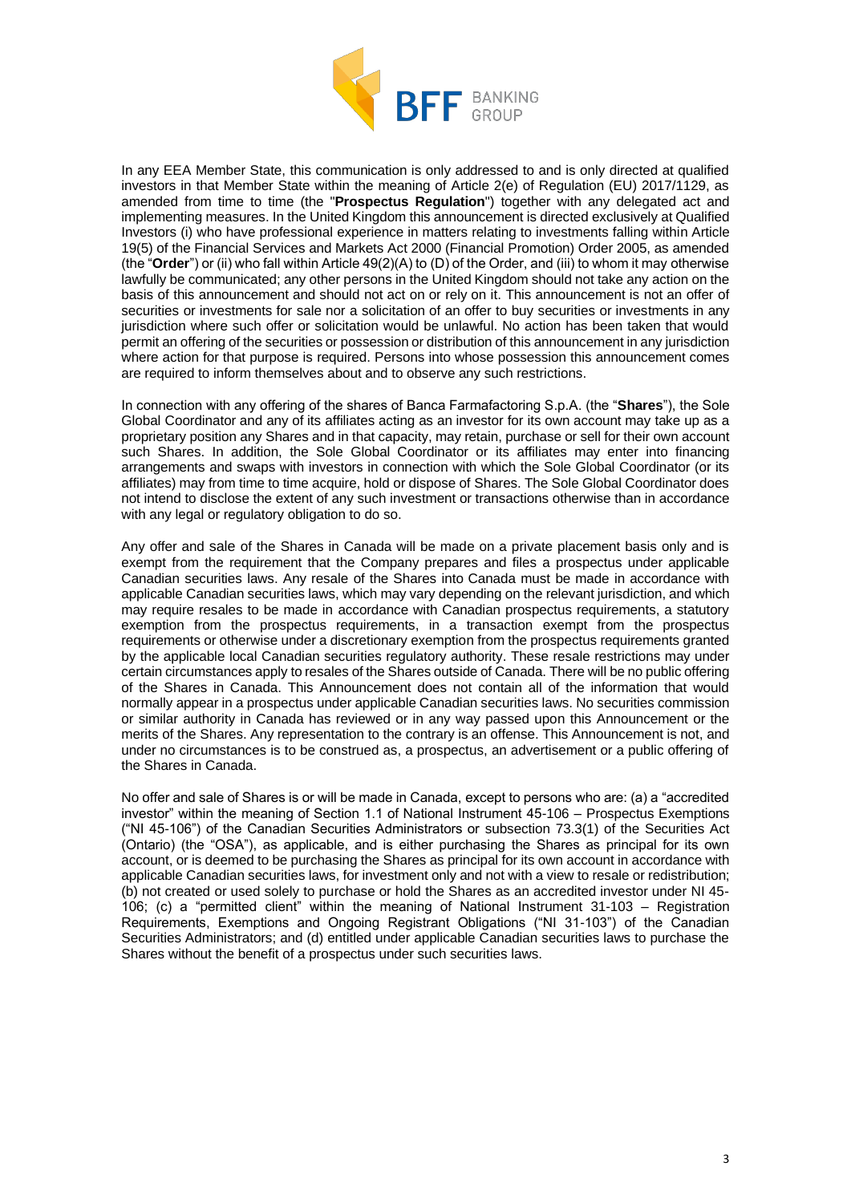In any EEA Member State, this communication is only addressed to and is only directed at qualified investors in that Member State within the meaning of Article 2(e) of Regulation (EU) 2017/1129, as amended from time to time (the "**Prospectus Regulation**") together with any delegated act and implementing measures. In the United Kingdom this announcement is directed exclusively at Qualified Investors (i) who have professional experience in matters relating to investments falling within Article 19(5) of the Financial Services and Markets Act 2000 (Financial Promotion) Order 2005, as amended (the "**Order**") or (ii) who fall within Article 49(2)(A) to (D) of the Order, and (iii) to whom it may otherwise lawfully be communicated; any other persons in the United Kingdom should not take any action on the basis of this announcement and should not act on or rely on it. This announcement is not an offer of securities or investments for sale nor a solicitation of an offer to buy securities or investments in any jurisdiction where such offer or solicitation would be unlawful. No action has been taken that would permit an offering of the securities or possession or distribution of this announcement in any jurisdiction where action for that purpose is required. Persons into whose possession this announcement comes are required to inform themselves about and to observe any such restrictions.

In connection with any offering of the shares of Banca Farmafactoring S.p.A. (the "**Shares**"), the Sole Global Coordinator and any of its affiliates acting as an investor for its own account may take up as a proprietary position any Shares and in that capacity, may retain, purchase or sell for their own account such Shares. In addition, the Sole Global Coordinator or its affiliates may enter into financing arrangements and swaps with investors in connection with which the Sole Global Coordinator (or its affiliates) may from time to time acquire, hold or dispose of Shares. The Sole Global Coordinator does not intend to disclose the extent of any such investment or transactions otherwise than in accordance with any legal or regulatory obligation to do so.

Any offer and sale of the Shares in Canada will be made on a private placement basis only and is exempt from the requirement that the Company prepares and files a prospectus under applicable Canadian securities laws. Any resale of the Shares into Canada must be made in accordance with applicable Canadian securities laws, which may vary depending on the relevant jurisdiction, and which may require resales to be made in accordance with Canadian prospectus requirements, a statutory exemption from the prospectus requirements, in a transaction exempt from the prospectus requirements or otherwise under a discretionary exemption from the prospectus requirements granted by the applicable local Canadian securities regulatory authority. These resale restrictions may under certain circumstances apply to resales of the Shares outside of Canada. There will be no public offering of the Shares in Canada. This Announcement does not contain all of the information that would normally appear in a prospectus under applicable Canadian securities laws. No securities commission or similar authority in Canada has reviewed or in any way passed upon this Announcement or the merits of the Shares. Any representation to the contrary is an offense. This Announcement is not, and under no circumstances is to be construed as, a prospectus, an advertisement or a public offering of the Shares in Canada.

No offer and sale of Shares is or will be made in Canada, except to persons who are: (a) a "accredited investor" within the meaning of Section 1.1 of National Instrument 45-106 – Prospectus Exemptions ("NI 45-106") of the Canadian Securities Administrators or subsection 73.3(1) of the Securities Act (Ontario) (the "OSA"), as applicable, and is either purchasing the Shares as principal for its own account, or is deemed to be purchasing the Shares as principal for its own account in accordance with applicable Canadian securities laws, for investment only and not with a view to resale or redistribution; (b) not created or used solely to purchase or hold the Shares as an accredited investor under NI 45-106; (c) a "permitted client" within the meaning of National Instrument 31-103 – Registration Requirements, Exemptions and Ongoing Registrant Obligations ("NI 31-103") of the Canadian Securities Administrators; and (d) entitled under applicable Canadian securities laws to purchase the Shares without the benefit of a prospectus under such securities laws.